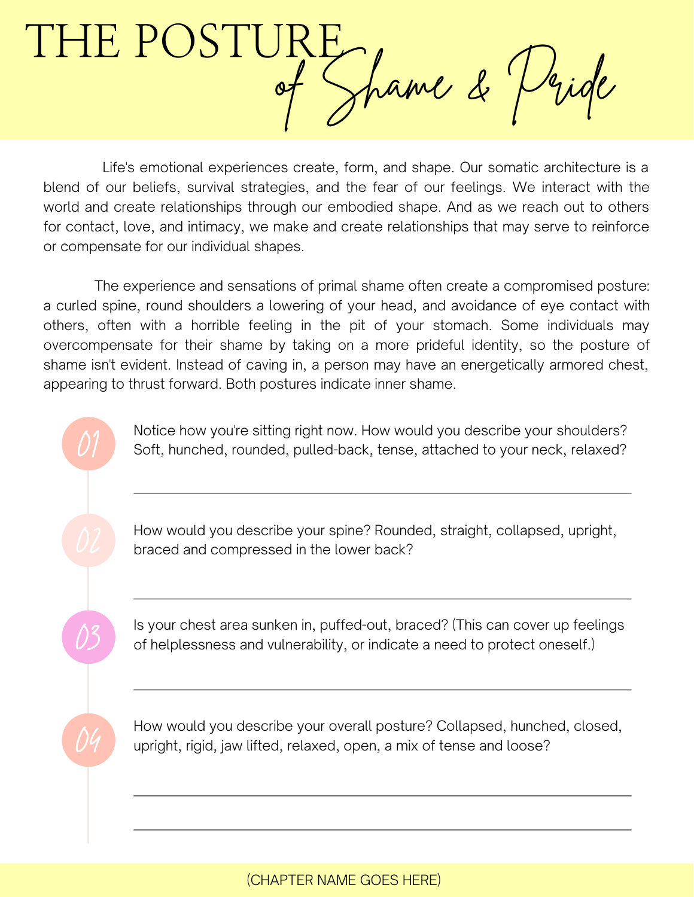# THE POSTURE *of Shame & Pride*

Life's emotional experiences create, form, and shape. Our somatic architecture is a blend of our beliefs, survival strategies, and the fear of our feelings. We interact with the world and create relationships through our embodied shape. And as we reach out to others for contact, love, and intimacy, we make and create relationships that may serve to reinforce or compensate for our individual shapes.

The experience and sensations of primal shame often create a compromised posture: a curled spine, round shoulders a lowering of your head, and avoidance of eye contact with others, often with a horrible feeling in the pit of your stomach. Some individuals may overcompensate for their shame by taking on a more prideful identity, so the posture of shame isn't evident. Instead of caving in, a person may have an energetically armored chest, appearing to thrust forward. Both postures indicate inner shame.

01 Notice how you're sitting right now. How would you describe your shoulders? Soft, hunched, rounded, pulled-back, tense, attached to your neck, relaxed?

\_\_\_\_\_\_\_\_\_\_\_\_\_\_\_\_\_\_\_\_\_\_\_\_\_\_\_\_\_\_\_\_\_\_\_\_\_\_\_\_

02 How would you describe your spine? Rounded, straight, collapsed, upright, braced and compressed in the lower back?

\_\_\_\_\_\_\_\_\_\_\_\_\_\_\_\_\_\_\_\_\_\_\_\_\_\_\_\_\_\_\_\_\_\_\_\_\_\_\_\_

03 Is your chest area sunken in, puffed-out, braced? (This can cover up feelings of helplessness and vulnerability, or indicate a need to protect oneself.)

\_\_\_\_\_\_\_\_\_\_\_\_\_\_\_\_\_\_\_\_\_\_\_\_\_\_\_\_\_\_\_\_\_\_\_\_\_\_\_\_

04 How would you describe your overall posture? Collapsed, hunched, closed, upright, rigid, jaw lifted, relaxed, open, a mix of tense and loose?

\_\_\_\_\_\_\_\_\_\_\_\_\_\_\_\_\_\_\_\_\_\_\_\_\_\_\_\_\_\_\_\_\_\_\_\_\_\_\_\_

\_\_\_\_\_\_\_\_\_\_\_\_\_\_\_\_\_\_\_\_\_\_\_\_\_\_\_\_\_\_\_\_\_\_\_\_\_\_\_\_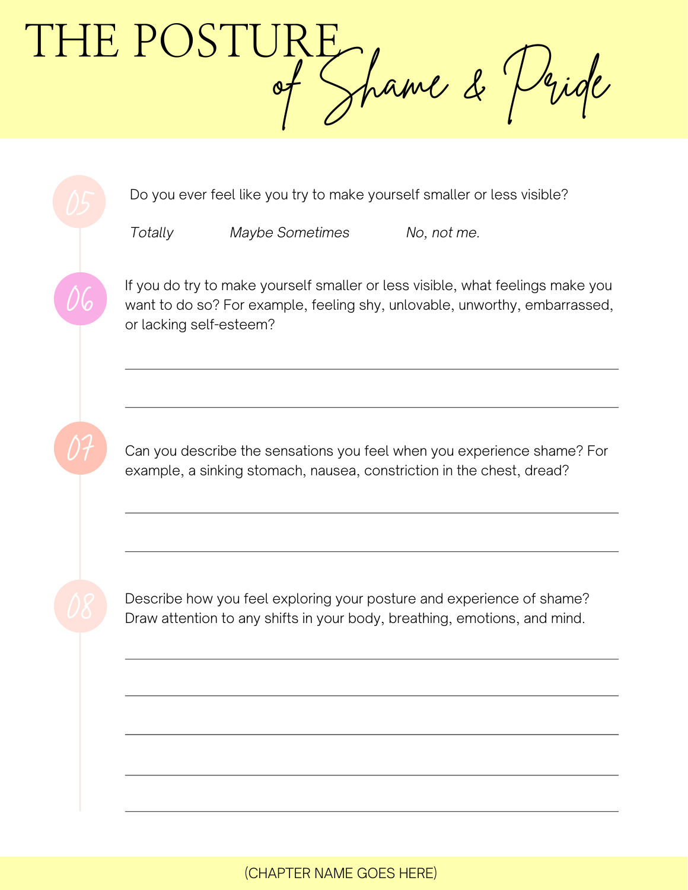# THE POSTURE *of Shame & Pride*

05 Do you ever feel like you try to make yourself smaller or less visible?

*Totally* *Maybe Sometimes* *No, not me.*

06 If you do try to make yourself smaller or less visible, what feelings make you want to do so? For example, feeling shy, unlovable, unworthy, embarrassed, or lacking self-esteem?

07 Can you describe the sensations you feel when you experience shame? For example, a sinking stomach, nausea, constriction in the chest, dread?

08 Describe how you feel exploring your posture and experience of shame? Draw attention to any shifts in your body, breathing, emotions, and mind.

(CHAPTER NAME GOES HERE)